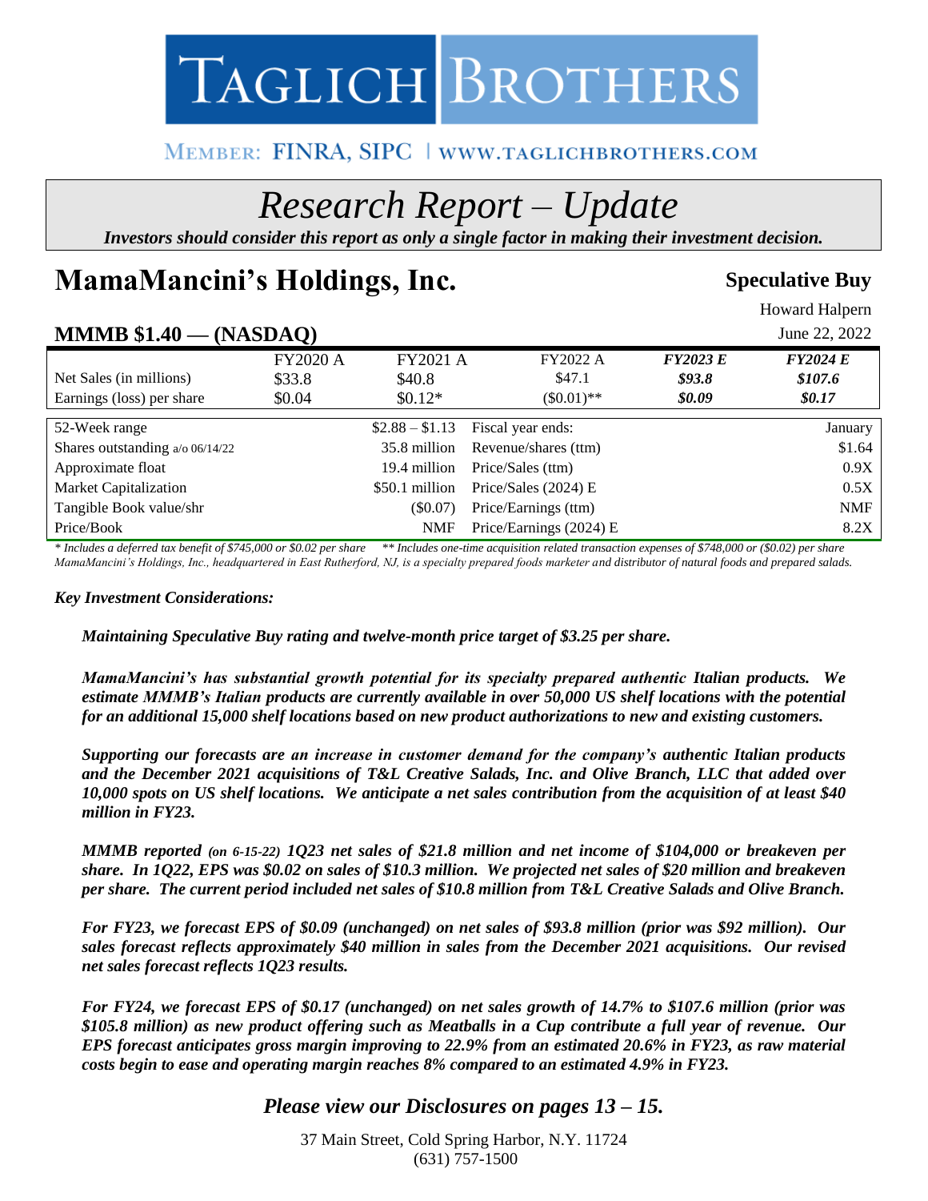# TAGLICH BROTHERS

MEMBER: FINRA, SIPC | WWW.TAGLICHBROTHERS.COM

# *Research Report – Update*

***Investors should consider this report as only a single factor in making their investment decision.***

# MamaMancini's Holdings, Inc.

**Speculative Buy**

Howard Halpern

## MMMB $1.40 — (NASDAQ)

June 22, 2022

| | FY2020 A | FY2021 A | FY2022 A | *FY2023 E* | *FY2024 E* |
|---|---|---|---|---|---|
| Net Sales (in millions) | $33.8 | $40.8 | $47.1 | ***$93.8*** | ***$107.6*** |
| Earnings (loss) per share | $0.04 | $0.12* | ($0.01)** | ***$0.09*** | ***$0.17*** |

| | | | |
|---|---|---|---|
| 52-Week range | $2.88 – $1.13 | Fiscal year ends: | January |
| Shares outstanding a/o 06/14/22 | 35.8 million | Revenue/shares (ttm) | $1.64 |
| Approximate float | 19.4 million | Price/Sales (ttm) | 0.9X |
| Market Capitalization | $50.1 million | Price/Sales (2024) E | 0.5X |
| Tangible Book value/shr | ($0.07) | Price/Earnings (ttm) | NMF |
| Price/Book | NMF | Price/Earnings (2024) E | 8.2X |

*\* Includes a deferred tax benefit of $745,000 or $0.02 per share    \*\* Includes one-time acquisition related transaction expenses of $748,000 or ($0.02) per share*

*MamaMancini's Holdings, Inc., headquartered in East Rutherford, NJ, is a specialty prepared foods marketer and distributor of natural foods and prepared salads.*

***Key Investment Considerations:***

***Maintaining Speculative Buy rating and twelve-month price target of $3.25 per share.***

***MamaMancini's has substantial growth potential for its specialty prepared authentic Italian products. We estimate MMMB's Italian products are currently available in over 50,000 US shelf locations with the potential for an additional 15,000 shelf locations based on new product authorizations to new and existing customers.***

***Supporting our forecasts are an increase in customer demand for the company's authentic Italian products and the December 2021 acquisitions of T&L Creative Salads, Inc. and Olive Branch, LLC that added over 10,000 spots on US shelf locations. We anticipate a net sales contribution from the acquisition of at least $40 million in FY23.***

***MMMB reported (on 6-15-22) 1Q23 net sales of $21.8 million and net income of $104,000 or breakeven per share. In 1Q22, EPS was $0.02 on sales of $10.3 million. We projected net sales of $20 million and breakeven per share. The current period included net sales of $10.8 million from T&L Creative Salads and Olive Branch.***

***For FY23, we forecast EPS of $0.09 (unchanged) on net sales of $93.8 million (prior was $92 million). Our sales forecast reflects approximately $40 million in sales from the December 2021 acquisitions. Our revised net sales forecast reflects 1Q23 results.***

***For FY24, we forecast EPS of $0.17 (unchanged) on net sales growth of 14.7% to $107.6 million (prior was $105.8 million) as new product offering such as Meatballs in a Cup contribute a full year of revenue. Our EPS forecast anticipates gross margin improving to 22.9% from an estimated 20.6% in FY23, as raw material costs begin to ease and operating margin reaches 8% compared to an estimated 4.9% in FY23.***

***Please view our Disclosures on pages 13 – 15.***

37 Main Street, Cold Spring Harbor, N.Y. 11724
(631) 757-1500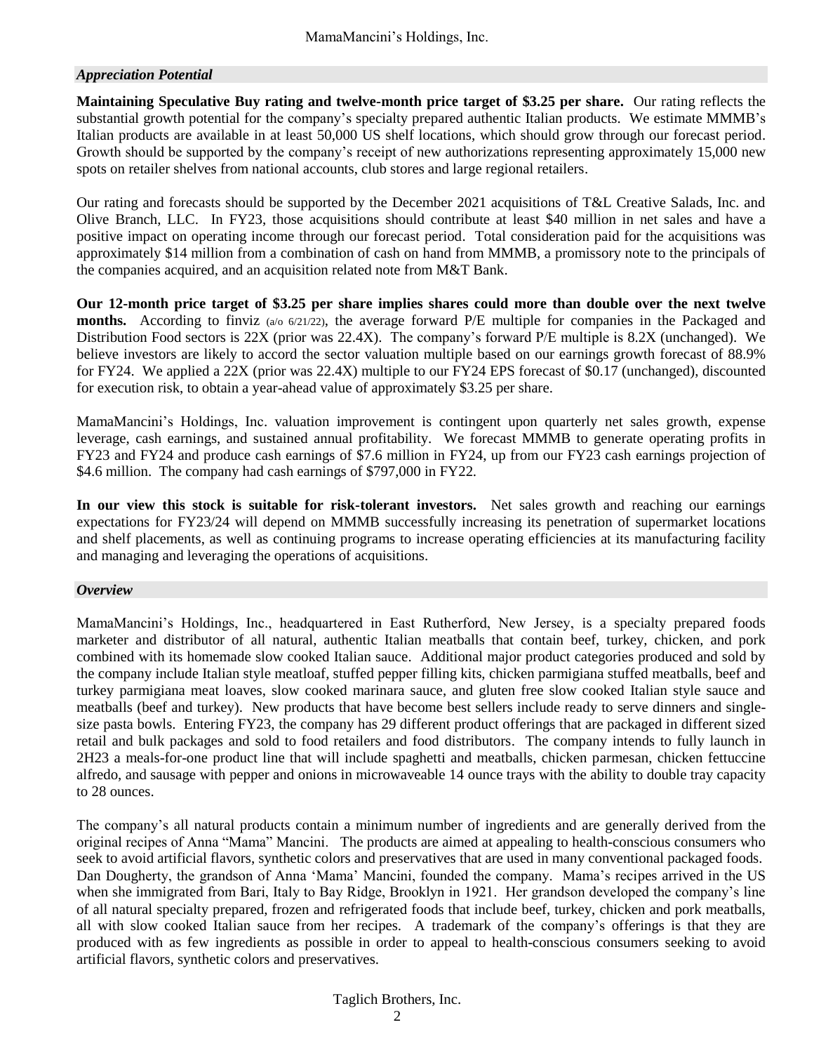## *Appreciation Potential*

**Maintaining Speculative Buy rating and twelve-month price target of $3.25 per share.** Our rating reflects the substantial growth potential for the company's specialty prepared authentic Italian products. We estimate MMMB's Italian products are available in at least 50,000 US shelf locations, which should grow through our forecast period. Growth should be supported by the company's receipt of new authorizations representing approximately 15,000 new spots on retailer shelves from national accounts, club stores and large regional retailers.

Our rating and forecasts should be supported by the December 2021 acquisitions of T&L Creative Salads, Inc. and Olive Branch, LLC. In FY23, those acquisitions should contribute at least $40 million in net sales and have a positive impact on operating income through our forecast period. Total consideration paid for the acquisitions was approximately $14 million from a combination of cash on hand from MMMB, a promissory note to the principals of the companies acquired, and an acquisition related note from M&T Bank.

**Our 12-month price target of $3.25 per share implies shares could more than double over the next twelve months.** According to finviz (a/o 6/21/22), the average forward P/E multiple for companies in the Packaged and Distribution Food sectors is 22X (prior was 22.4X). The company's forward P/E multiple is 8.2X (unchanged). We believe investors are likely to accord the sector valuation multiple based on our earnings growth forecast of 88.9% for FY24. We applied a 22X (prior was 22.4X) multiple to our FY24 EPS forecast of $0.17 (unchanged), discounted for execution risk, to obtain a year-ahead value of approximately $3.25 per share.

MamaMancini's Holdings, Inc. valuation improvement is contingent upon quarterly net sales growth, expense leverage, cash earnings, and sustained annual profitability. We forecast MMMB to generate operating profits in FY23 and FY24 and produce cash earnings of $7.6 million in FY24, up from our FY23 cash earnings projection of $4.6 million. The company had cash earnings of $797,000 in FY22.

**In our view this stock is suitable for risk-tolerant investors.** Net sales growth and reaching our earnings expectations for FY23/24 will depend on MMMB successfully increasing its penetration of supermarket locations and shelf placements, as well as continuing programs to increase operating efficiencies at its manufacturing facility and managing and leveraging the operations of acquisitions.

## *Overview*

MamaMancini's Holdings, Inc., headquartered in East Rutherford, New Jersey, is a specialty prepared foods marketer and distributor of all natural, authentic Italian meatballs that contain beef, turkey, chicken, and pork combined with its homemade slow cooked Italian sauce. Additional major product categories produced and sold by the company include Italian style meatloaf, stuffed pepper filling kits, chicken parmigiana stuffed meatballs, beef and turkey parmigiana meat loaves, slow cooked marinara sauce, and gluten free slow cooked Italian style sauce and meatballs (beef and turkey). New products that have become best sellers include ready to serve dinners and single-size pasta bowls. Entering FY23, the company has 29 different product offerings that are packaged in different sized retail and bulk packages and sold to food retailers and food distributors. The company intends to fully launch in 2H23 a meals-for-one product line that will include spaghetti and meatballs, chicken parmesan, chicken fettuccine alfredo, and sausage with pepper and onions in microwaveable 14 ounce trays with the ability to double tray capacity to 28 ounces.

The company's all natural products contain a minimum number of ingredients and are generally derived from the original recipes of Anna "Mama" Mancini. The products are aimed at appealing to health-conscious consumers who seek to avoid artificial flavors, synthetic colors and preservatives that are used in many conventional packaged foods. Dan Dougherty, the grandson of Anna 'Mama' Mancini, founded the company. Mama's recipes arrived in the US when she immigrated from Bari, Italy to Bay Ridge, Brooklyn in 1921. Her grandson developed the company's line of all natural specialty prepared, frozen and refrigerated foods that include beef, turkey, chicken and pork meatballs, all with slow cooked Italian sauce from her recipes. A trademark of the company's offerings is that they are produced with as few ingredients as possible in order to appeal to health-conscious consumers seeking to avoid artificial flavors, synthetic colors and preservatives.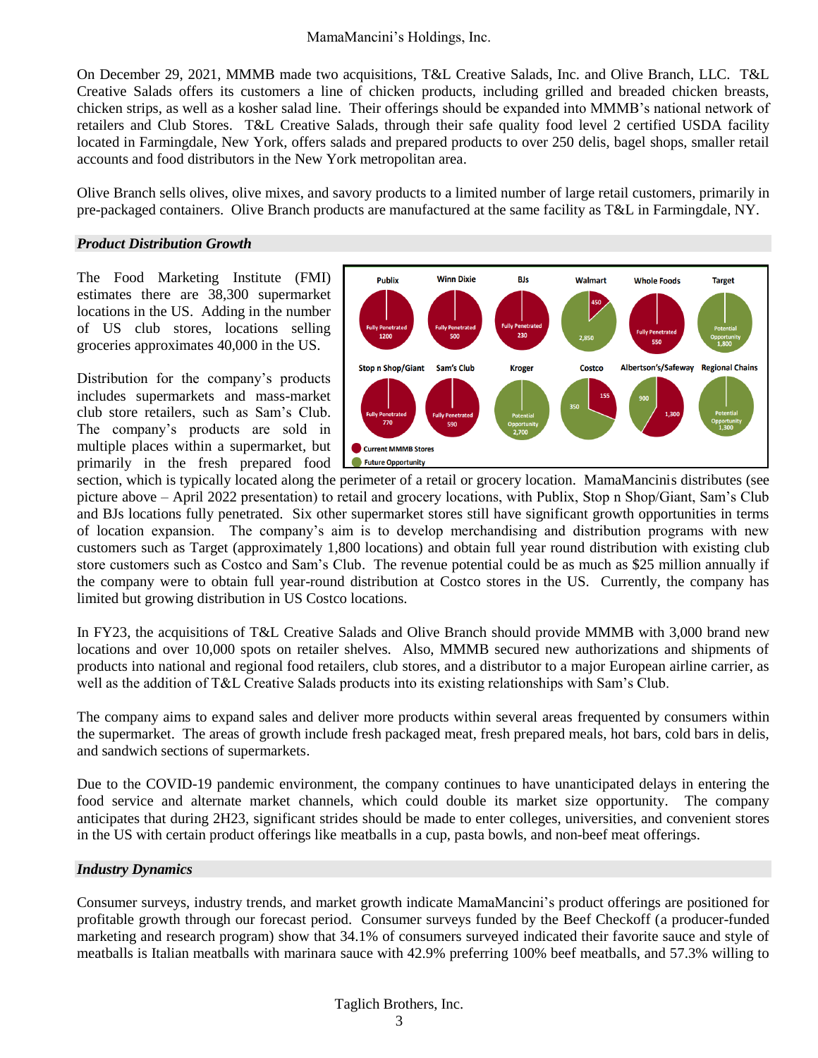On December 29, 2021, MMMB made two acquisitions, T&L Creative Salads, Inc. and Olive Branch, LLC. T&L Creative Salads offers its customers a line of chicken products, including grilled and breaded chicken breasts, chicken strips, as well as a kosher salad line. Their offerings should be expanded into MMMB's national network of retailers and Club Stores. T&L Creative Salads, through their safe quality food level 2 certified USDA facility located in Farmingdale, New York, offers salads and prepared products to over 250 delis, bagel shops, smaller retail accounts and food distributors in the New York metropolitan area.

Olive Branch sells olives, olive mixes, and savory products to a limited number of large retail customers, primarily in pre-packaged containers. Olive Branch products are manufactured at the same facility as T&L in Farmingdale, NY.

## *Product Distribution Growth*

The Food Marketing Institute (FMI) estimates there are 38,300 supermarket locations in the US. Adding in the number of US club stores, locations selling groceries approximates 40,000 in the US.

Distribution for the company's products includes supermarkets and mass-market club store retailers, such as Sam's Club. The company's products are sold in multiple places within a supermarket, but primarily in the fresh prepared food section, which is typically located along the perimeter of a retail or grocery location. MamaMancinis distributes (see picture above – April 2022 presentation) to retail and grocery locations, with Publix, Stop n Shop/Giant, Sam's Club and BJs locations fully penetrated. Six other supermarket stores still have significant growth opportunities in terms of location expansion. The company's aim is to develop merchandising and distribution programs with new customers such as Target (approximately 1,800 locations) and obtain full year round distribution with existing club store customers such as Costco and Sam's Club. The revenue potential could be as much as $25 million annually if the company were to obtain full year-round distribution at Costco stores in the US. Currently, the company has limited but growing distribution in US Costco locations.

| Retailer | Current MMMB Stores | Future Opportunity |
|---|---|---|
| Publix | Fully Penetrated 1200 | |
| Winn Dixie | Fully Penetrated 500 | |
| BJs | Fully Penetrated 230 | |
| Walmart | 450 | 2,850 |
| Whole Foods | Fully Penetrated 550 | |
| Target | | Potential Opportunity 1,800 |
| Stop n Shop/Giant | Fully Penetrated 770 | |
| Sam's Club | Fully Penetrated 590 | |
| Kroger | | Potential Opportunity 2,700 |
| Costco | 155 | 350 |
| Albertson's/Safeway | 1,300 | 900 |
| Regional Chains | | Potential Opportunity 1,300 |

In FY23, the acquisitions of T&L Creative Salads and Olive Branch should provide MMMB with 3,000 brand new locations and over 10,000 spots on retailer shelves. Also, MMMB secured new authorizations and shipments of products into national and regional food retailers, club stores, and a distributor to a major European airline carrier, as well as the addition of T&L Creative Salads products into its existing relationships with Sam's Club.

The company aims to expand sales and deliver more products within several areas frequented by consumers within the supermarket. The areas of growth include fresh packaged meat, fresh prepared meals, hot bars, cold bars in delis, and sandwich sections of supermarkets.

Due to the COVID-19 pandemic environment, the company continues to have unanticipated delays in entering the food service and alternate market channels, which could double its market size opportunity. The company anticipates that during 2H23, significant strides should be made to enter colleges, universities, and convenient stores in the US with certain product offerings like meatballs in a cup, pasta bowls, and non-beef meat offerings.

## *Industry Dynamics*

Consumer surveys, industry trends, and market growth indicate MamaMancini's product offerings are positioned for profitable growth through our forecast period. Consumer surveys funded by the Beef Checkoff (a producer-funded marketing and research program) show that 34.1% of consumers surveyed indicated their favorite sauce and style of meatballs is Italian meatballs with marinara sauce with 42.9% preferring 100% beef meatballs, and 57.3% willing to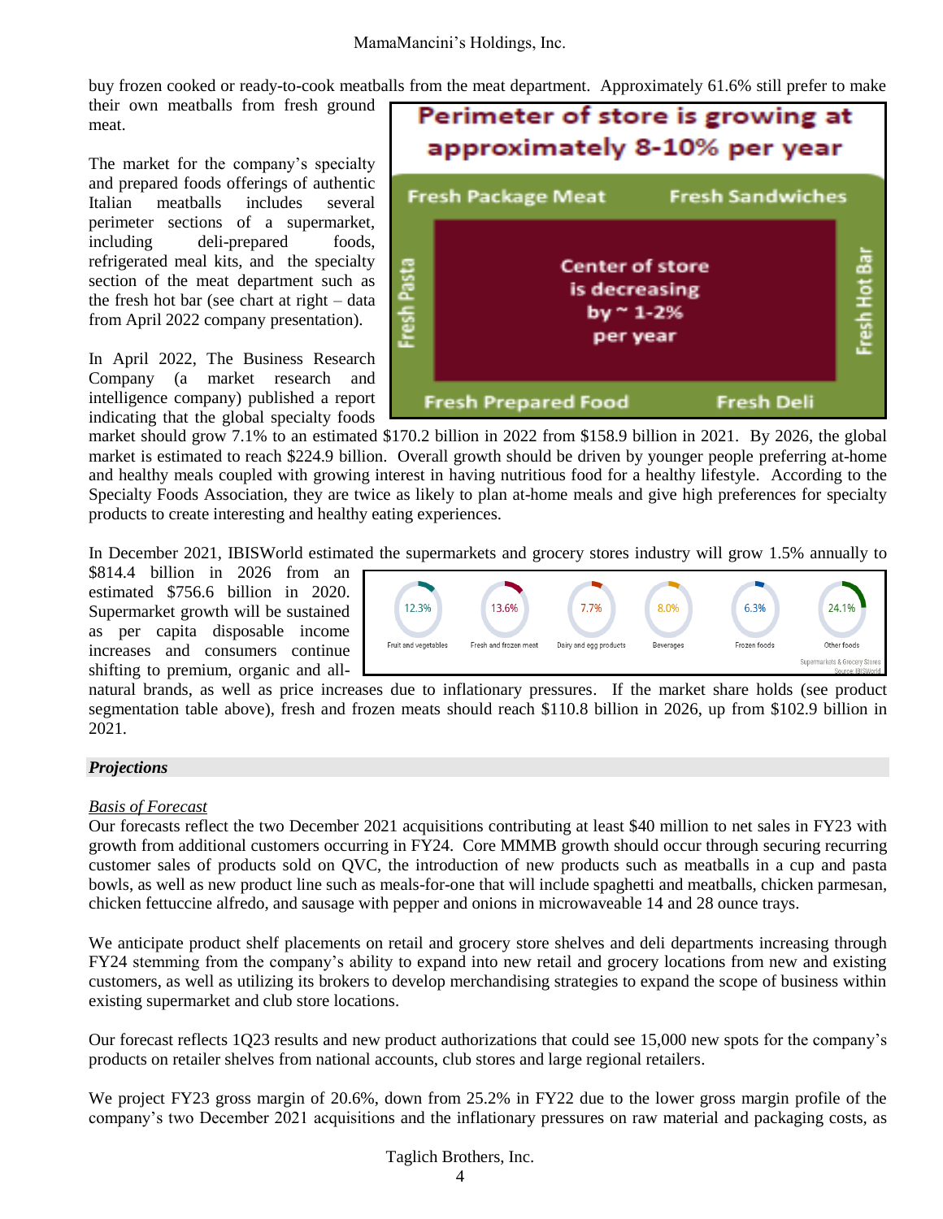buy frozen cooked or ready-to-cook meatballs from the meat department. Approximately 61.6% still prefer to make their own meatballs from fresh ground meat.

The market for the company's specialty and prepared foods offerings of authentic Italian meatballs includes several perimeter sections of a supermarket, including deli-prepared foods, refrigerated meal kits, and the specialty section of the meat department such as the fresh hot bar (see chart at right – data from April 2022 company presentation).

**Perimeter of store is growing at approximately 8-10% per year**

Fresh Package Meat | Fresh Sandwiches | Fresh Pasta | Fresh Hot Bar | Fresh Prepared Food | Fresh Deli

Center of store is decreasing by ~ 1-2% per year

In April 2022, The Business Research Company (a market research and intelligence company) published a report indicating that the global specialty foods market should grow 7.1% to an estimated $170.2 billion in 2022 from $158.9 billion in 2021. By 2026, the global market is estimated to reach $224.9 billion. Overall growth should be driven by younger people preferring at-home and healthy meals coupled with growing interest in having nutritious food for a healthy lifestyle. According to the Specialty Foods Association, they are twice as likely to plan at-home meals and give high preferences for specialty products to create interesting and healthy eating experiences.

In December 2021, IBISWorld estimated the supermarkets and grocery stores industry will grow 1.5% annually to $814.4 billion in 2026 from an estimated $756.6 billion in 2020. Supermarket growth will be sustained as per capita disposable income increases and consumers continue shifting to premium, organic and all-natural brands, as well as price increases due to inflationary pressures. If the market share holds (see product segmentation table above), fresh and frozen meats should reach $110.8 billion in 2026, up from $102.9 billion in 2021.

| Fruit and vegetables | Fresh and frozen meat | Dairy and egg products | Beverages | Frozen foods | Other foods |
|---|---|---|---|---|---|
| 12.3% | 13.6% | 7.7% | 8.0% | 6.3% | 24.1% |

Supermarkets & Grocery Stores
Source: IBISWorld

## *Projections*

### Basis of Forecast

Our forecasts reflect the two December 2021 acquisitions contributing at least $40 million to net sales in FY23 with growth from additional customers occurring in FY24. Core MMMB growth should occur through securing recurring customer sales of products sold on QVC, the introduction of new products such as meatballs in a cup and pasta bowls, as well as new product line such as meals-for-one that will include spaghetti and meatballs, chicken parmesan, chicken fettuccine alfredo, and sausage with pepper and onions in microwaveable 14 and 28 ounce trays.

We anticipate product shelf placements on retail and grocery store shelves and deli departments increasing through FY24 stemming from the company's ability to expand into new retail and grocery locations from new and existing customers, as well as utilizing its brokers to develop merchandising strategies to expand the scope of business within existing supermarket and club store locations.

Our forecast reflects 1Q23 results and new product authorizations that could see 15,000 new spots for the company's products on retailer shelves from national accounts, club stores and large regional retailers.

We project FY23 gross margin of 20.6%, down from 25.2% in FY22 due to the lower gross margin profile of the company's two December 2021 acquisitions and the inflationary pressures on raw material and packaging costs, as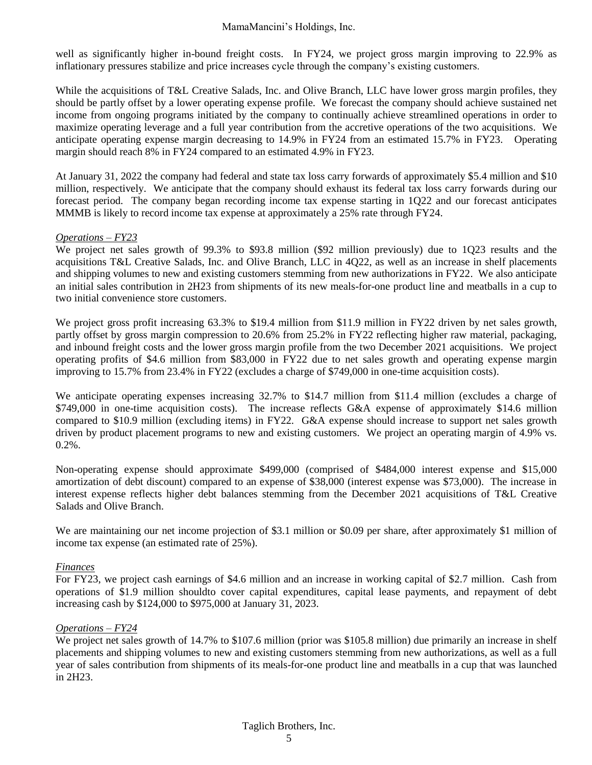well as significantly higher in-bound freight costs. In FY24, we project gross margin improving to 22.9% as inflationary pressures stabilize and price increases cycle through the company's existing customers.

While the acquisitions of T&L Creative Salads, Inc. and Olive Branch, LLC have lower gross margin profiles, they should be partly offset by a lower operating expense profile. We forecast the company should achieve sustained net income from ongoing programs initiated by the company to continually achieve streamlined operations in order to maximize operating leverage and a full year contribution from the accretive operations of the two acquisitions. We anticipate operating expense margin decreasing to 14.9% in FY24 from an estimated 15.7% in FY23. Operating margin should reach 8% in FY24 compared to an estimated 4.9% in FY23.

At January 31, 2022 the company had federal and state tax loss carry forwards of approximately $5.4 million and $10 million, respectively. We anticipate that the company should exhaust its federal tax loss carry forwards during our forecast period. The company began recording income tax expense starting in 1Q22 and our forecast anticipates MMMB is likely to record income tax expense at approximately a 25% rate through FY24.

*Operations – FY23*

We project net sales growth of 99.3% to $93.8 million ($92 million previously) due to 1Q23 results and the acquisitions T&L Creative Salads, Inc. and Olive Branch, LLC in 4Q22, as well as an increase in shelf placements and shipping volumes to new and existing customers stemming from new authorizations in FY22. We also anticipate an initial sales contribution in 2H23 from shipments of its new meals-for-one product line and meatballs in a cup to two initial convenience store customers.

We project gross profit increasing 63.3% to $19.4 million from $11.9 million in FY22 driven by net sales growth, partly offset by gross margin compression to 20.6% from 25.2% in FY22 reflecting higher raw material, packaging, and inbound freight costs and the lower gross margin profile from the two December 2021 acquisitions. We project operating profits of $4.6 million from $83,000 in FY22 due to net sales growth and operating expense margin improving to 15.7% from 23.4% in FY22 (excludes a charge of $749,000 in one-time acquisition costs).

We anticipate operating expenses increasing 32.7% to $14.7 million from $11.4 million (excludes a charge of $749,000 in one-time acquisition costs). The increase reflects G&A expense of approximately $14.6 million compared to $10.9 million (excluding items) in FY22. G&A expense should increase to support net sales growth driven by product placement programs to new and existing customers. We project an operating margin of 4.9% vs. 0.2%.

Non-operating expense should approximate $499,000 (comprised of $484,000 interest expense and $15,000 amortization of debt discount) compared to an expense of $38,000 (interest expense was $73,000). The increase in interest expense reflects higher debt balances stemming from the December 2021 acquisitions of T&L Creative Salads and Olive Branch.

We are maintaining our net income projection of $3.1 million or $0.09 per share, after approximately $1 million of income tax expense (an estimated rate of 25%).

*Finances*

For FY23, we project cash earnings of $4.6 million and an increase in working capital of $2.7 million. Cash from operations of $1.9 million shouldto cover capital expenditures, capital lease payments, and repayment of debt increasing cash by $124,000 to $975,000 at January 31, 2023.

*Operations – FY24*

We project net sales growth of 14.7% to $107.6 million (prior was $105.8 million) due primarily an increase in shelf placements and shipping volumes to new and existing customers stemming from new authorizations, as well as a full year of sales contribution from shipments of its meals-for-one product line and meatballs in a cup that was launched in 2H23.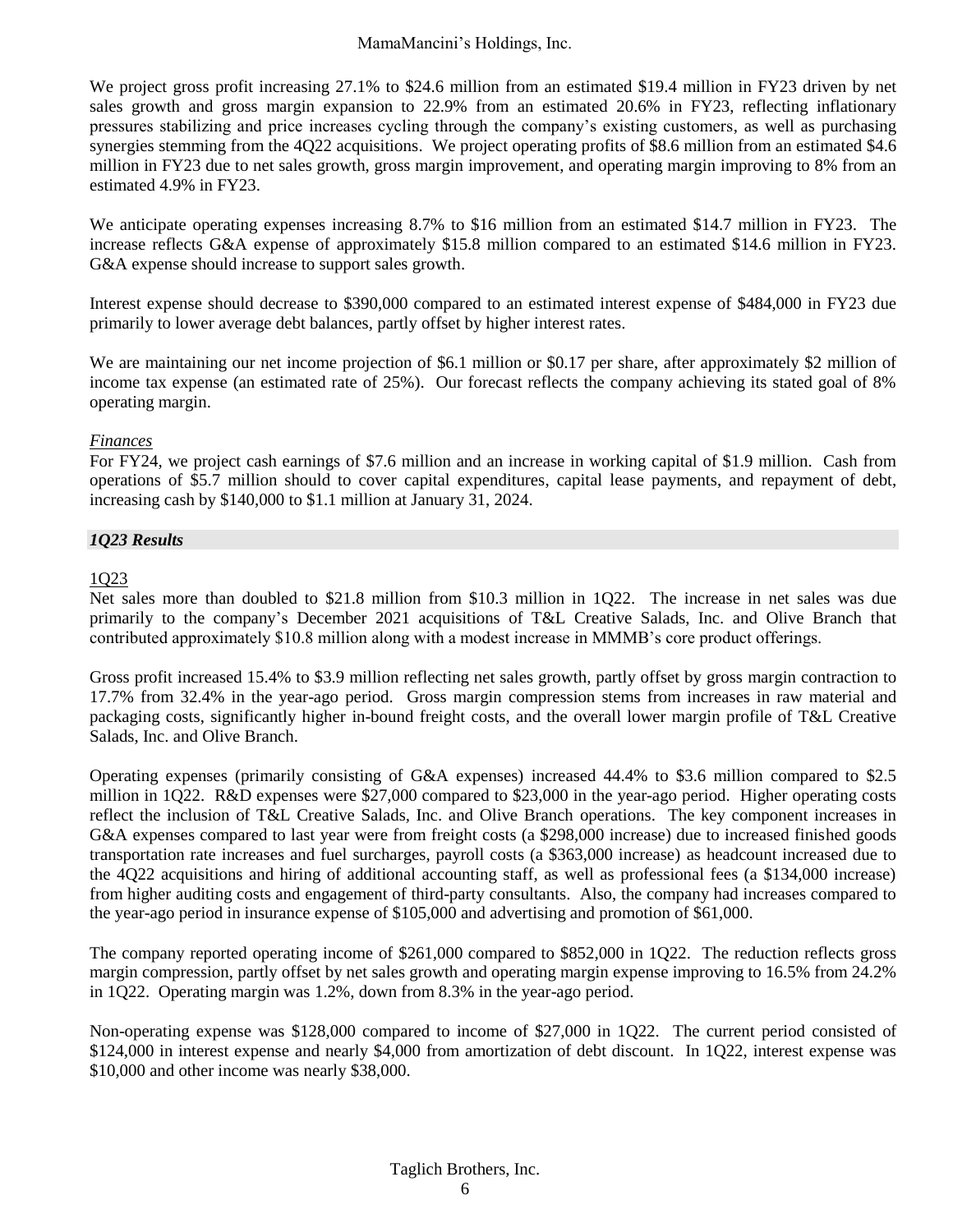We project gross profit increasing 27.1% to $24.6 million from an estimated $19.4 million in FY23 driven by net sales growth and gross margin expansion to 22.9% from an estimated 20.6% in FY23, reflecting inflationary pressures stabilizing and price increases cycling through the company's existing customers, as well as purchasing synergies stemming from the 4Q22 acquisitions. We project operating profits of $8.6 million from an estimated $4.6 million in FY23 due to net sales growth, gross margin improvement, and operating margin improving to 8% from an estimated 4.9% in FY23.

We anticipate operating expenses increasing 8.7% to $16 million from an estimated $14.7 million in FY23. The increase reflects G&A expense of approximately $15.8 million compared to an estimated $14.6 million in FY23. G&A expense should increase to support sales growth.

Interest expense should decrease to $390,000 compared to an estimated interest expense of $484,000 in FY23 due primarily to lower average debt balances, partly offset by higher interest rates.

We are maintaining our net income projection of $6.1 million or $0.17 per share, after approximately $2 million of income tax expense (an estimated rate of 25%). Our forecast reflects the company achieving its stated goal of 8% operating margin.

*Finances*

For FY24, we project cash earnings of $7.6 million and an increase in working capital of $1.9 million. Cash from operations of $5.7 million should to cover capital expenditures, capital lease payments, and repayment of debt, increasing cash by $140,000 to $1.1 million at January 31, 2024.

### *1Q23 Results*

1Q23

Net sales more than doubled to $21.8 million from $10.3 million in 1Q22. The increase in net sales was due primarily to the company's December 2021 acquisitions of T&L Creative Salads, Inc. and Olive Branch that contributed approximately $10.8 million along with a modest increase in MMMB's core product offerings.

Gross profit increased 15.4% to $3.9 million reflecting net sales growth, partly offset by gross margin contraction to 17.7% from 32.4% in the year-ago period. Gross margin compression stems from increases in raw material and packaging costs, significantly higher in-bound freight costs, and the overall lower margin profile of T&L Creative Salads, Inc. and Olive Branch.

Operating expenses (primarily consisting of G&A expenses) increased 44.4% to $3.6 million compared to $2.5 million in 1Q22. R&D expenses were $27,000 compared to $23,000 in the year-ago period. Higher operating costs reflect the inclusion of T&L Creative Salads, Inc. and Olive Branch operations. The key component increases in G&A expenses compared to last year were from freight costs (a $298,000 increase) due to increased finished goods transportation rate increases and fuel surcharges, payroll costs (a $363,000 increase) as headcount increased due to the 4Q22 acquisitions and hiring of additional accounting staff, as well as professional fees (a $134,000 increase) from higher auditing costs and engagement of third-party consultants. Also, the company had increases compared to the year-ago period in insurance expense of $105,000 and advertising and promotion of $61,000.

The company reported operating income of $261,000 compared to $852,000 in 1Q22. The reduction reflects gross margin compression, partly offset by net sales growth and operating margin expense improving to 16.5% from 24.2% in 1Q22. Operating margin was 1.2%, down from 8.3% in the year-ago period.

Non-operating expense was $128,000 compared to income of $27,000 in 1Q22. The current period consisted of $124,000 in interest expense and nearly $4,000 from amortization of debt discount. In 1Q22, interest expense was $10,000 and other income was nearly $38,000.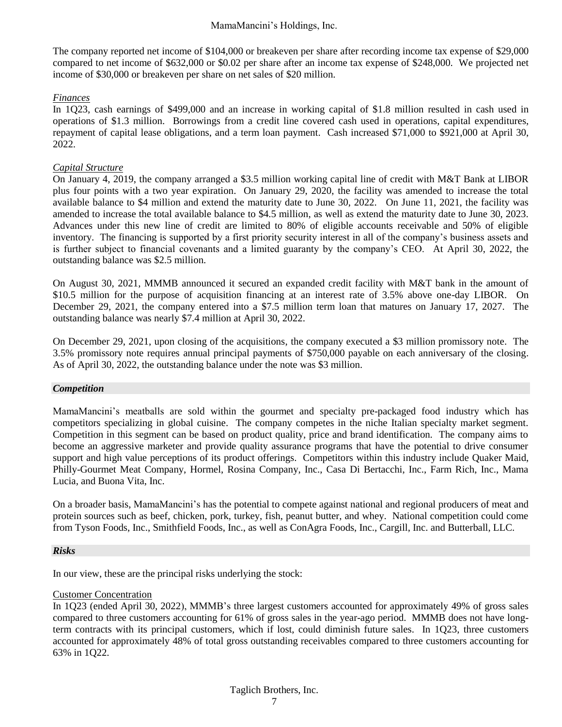The company reported net income of $104,000 or breakeven per share after recording income tax expense of $29,000 compared to net income of $632,000 or $0.02 per share after an income tax expense of $248,000. We projected net income of $30,000 or breakeven per share on net sales of $20 million.

*Finances*

In 1Q23, cash earnings of $499,000 and an increase in working capital of $1.8 million resulted in cash used in operations of $1.3 million. Borrowings from a credit line covered cash used in operations, capital expenditures, repayment of capital lease obligations, and a term loan payment. Cash increased $71,000 to $921,000 at April 30, 2022.

*Capital Structure*

On January 4, 2019, the company arranged a $3.5 million working capital line of credit with M&T Bank at LIBOR plus four points with a two year expiration. On January 29, 2020, the facility was amended to increase the total available balance to $4 million and extend the maturity date to June 30, 2022. On June 11, 2021, the facility was amended to increase the total available balance to $4.5 million, as well as extend the maturity date to June 30, 2023. Advances under this new line of credit are limited to 80% of eligible accounts receivable and 50% of eligible inventory. The financing is supported by a first priority security interest in all of the company's business assets and is further subject to financial covenants and a limited guaranty by the company's CEO. At April 30, 2022, the outstanding balance was $2.5 million.

On August 30, 2021, MMMB announced it secured an expanded credit facility with M&T bank in the amount of $10.5 million for the purpose of acquisition financing at an interest rate of 3.5% above one-day LIBOR. On December 29, 2021, the company entered into a $7.5 million term loan that matures on January 17, 2027. The outstanding balance was nearly $7.4 million at April 30, 2022.

On December 29, 2021, upon closing of the acquisitions, the company executed a $3 million promissory note. The 3.5% promissory note requires annual principal payments of $750,000 payable on each anniversary of the closing. As of April 30, 2022, the outstanding balance under the note was $3 million.

### *Competition*

MamaMancini's meatballs are sold within the gourmet and specialty pre-packaged food industry which has competitors specializing in global cuisine. The company competes in the niche Italian specialty market segment. Competition in this segment can be based on product quality, price and brand identification. The company aims to become an aggressive marketer and provide quality assurance programs that have the potential to drive consumer support and high value perceptions of its product offerings. Competitors within this industry include Quaker Maid, Philly-Gourmet Meat Company, Hormel, Rosina Company, Inc., Casa Di Bertacchi, Inc., Farm Rich, Inc., Mama Lucia, and Buona Vita, Inc.

On a broader basis, MamaMancini's has the potential to compete against national and regional producers of meat and protein sources such as beef, chicken, pork, turkey, fish, peanut butter, and whey. National competition could come from Tyson Foods, Inc., Smithfield Foods, Inc., as well as ConAgra Foods, Inc., Cargill, Inc. and Butterball, LLC.

### *Risks*

In our view, these are the principal risks underlying the stock:

Customer Concentration

In 1Q23 (ended April 30, 2022), MMMB's three largest customers accounted for approximately 49% of gross sales compared to three customers accounting for 61% of gross sales in the year-ago period. MMMB does not have long-term contracts with its principal customers, which if lost, could diminish future sales. In 1Q23, three customers accounted for approximately 48% of total gross outstanding receivables compared to three customers accounting for 63% in 1Q22.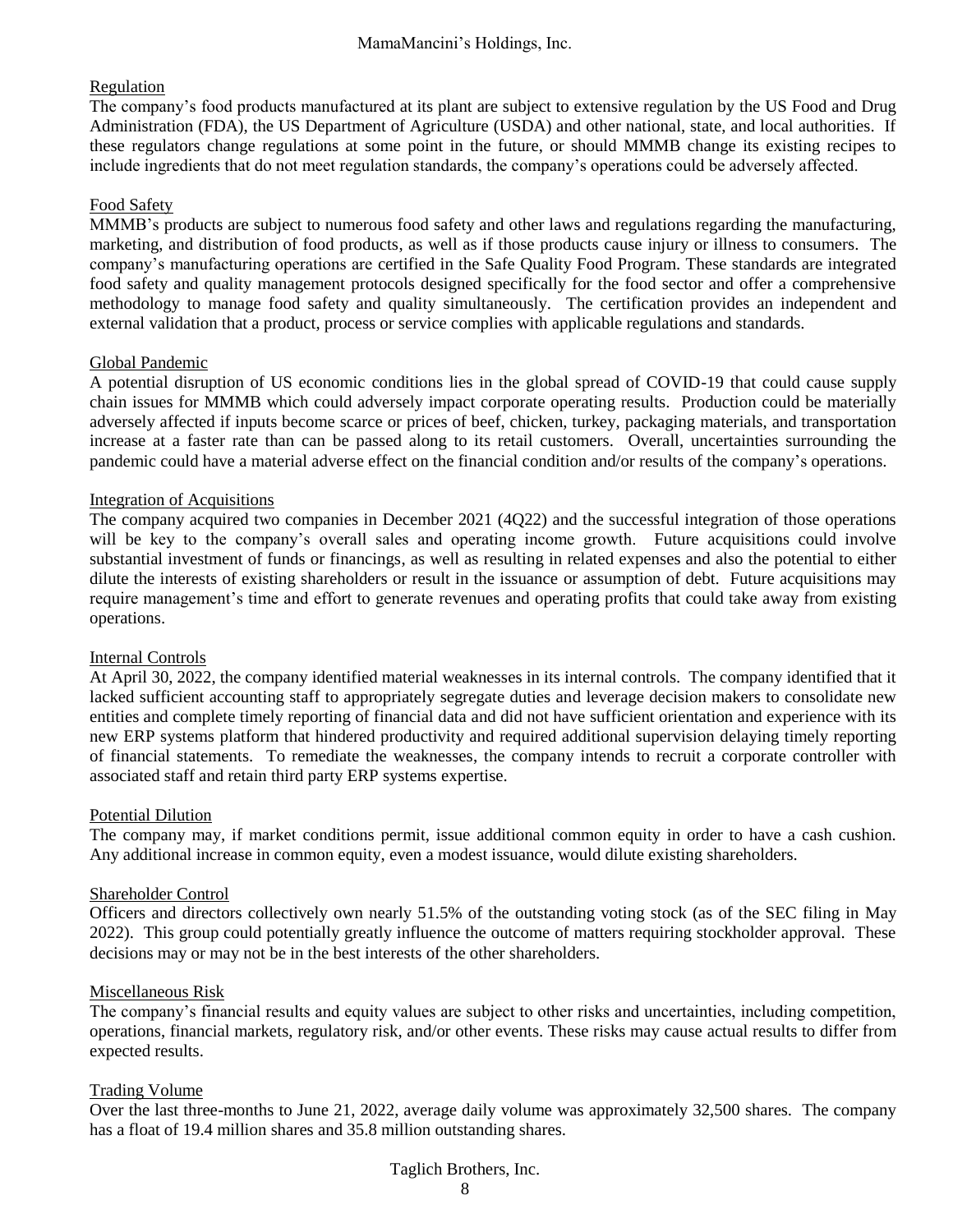### Regulation

The company's food products manufactured at its plant are subject to extensive regulation by the US Food and Drug Administration (FDA), the US Department of Agriculture (USDA) and other national, state, and local authorities. If these regulators change regulations at some point in the future, or should MMMB change its existing recipes to include ingredients that do not meet regulation standards, the company's operations could be adversely affected.

### Food Safety

MMMB's products are subject to numerous food safety and other laws and regulations regarding the manufacturing, marketing, and distribution of food products, as well as if those products cause injury or illness to consumers. The company's manufacturing operations are certified in the Safe Quality Food Program. These standards are integrated food safety and quality management protocols designed specifically for the food sector and offer a comprehensive methodology to manage food safety and quality simultaneously. The certification provides an independent and external validation that a product, process or service complies with applicable regulations and standards.

### Global Pandemic

A potential disruption of US economic conditions lies in the global spread of COVID-19 that could cause supply chain issues for MMMB which could adversely impact corporate operating results. Production could be materially adversely affected if inputs become scarce or prices of beef, chicken, turkey, packaging materials, and transportation increase at a faster rate than can be passed along to its retail customers. Overall, uncertainties surrounding the pandemic could have a material adverse effect on the financial condition and/or results of the company's operations.

### Integration of Acquisitions

The company acquired two companies in December 2021 (4Q22) and the successful integration of those operations will be key to the company's overall sales and operating income growth. Future acquisitions could involve substantial investment of funds or financings, as well as resulting in related expenses and also the potential to either dilute the interests of existing shareholders or result in the issuance or assumption of debt. Future acquisitions may require management's time and effort to generate revenues and operating profits that could take away from existing operations.

### Internal Controls

At April 30, 2022, the company identified material weaknesses in its internal controls. The company identified that it lacked sufficient accounting staff to appropriately segregate duties and leverage decision makers to consolidate new entities and complete timely reporting of financial data and did not have sufficient orientation and experience with its new ERP systems platform that hindered productivity and required additional supervision delaying timely reporting of financial statements. To remediate the weaknesses, the company intends to recruit a corporate controller with associated staff and retain third party ERP systems expertise.

### Potential Dilution

The company may, if market conditions permit, issue additional common equity in order to have a cash cushion. Any additional increase in common equity, even a modest issuance, would dilute existing shareholders.

### Shareholder Control

Officers and directors collectively own nearly 51.5% of the outstanding voting stock (as of the SEC filing in May 2022). This group could potentially greatly influence the outcome of matters requiring stockholder approval. These decisions may or may not be in the best interests of the other shareholders.

### Miscellaneous Risk

The company's financial results and equity values are subject to other risks and uncertainties, including competition, operations, financial markets, regulatory risk, and/or other events. These risks may cause actual results to differ from expected results.

### Trading Volume

Over the last three-months to June 21, 2022, average daily volume was approximately 32,500 shares. The company has a float of 19.4 million shares and 35.8 million outstanding shares.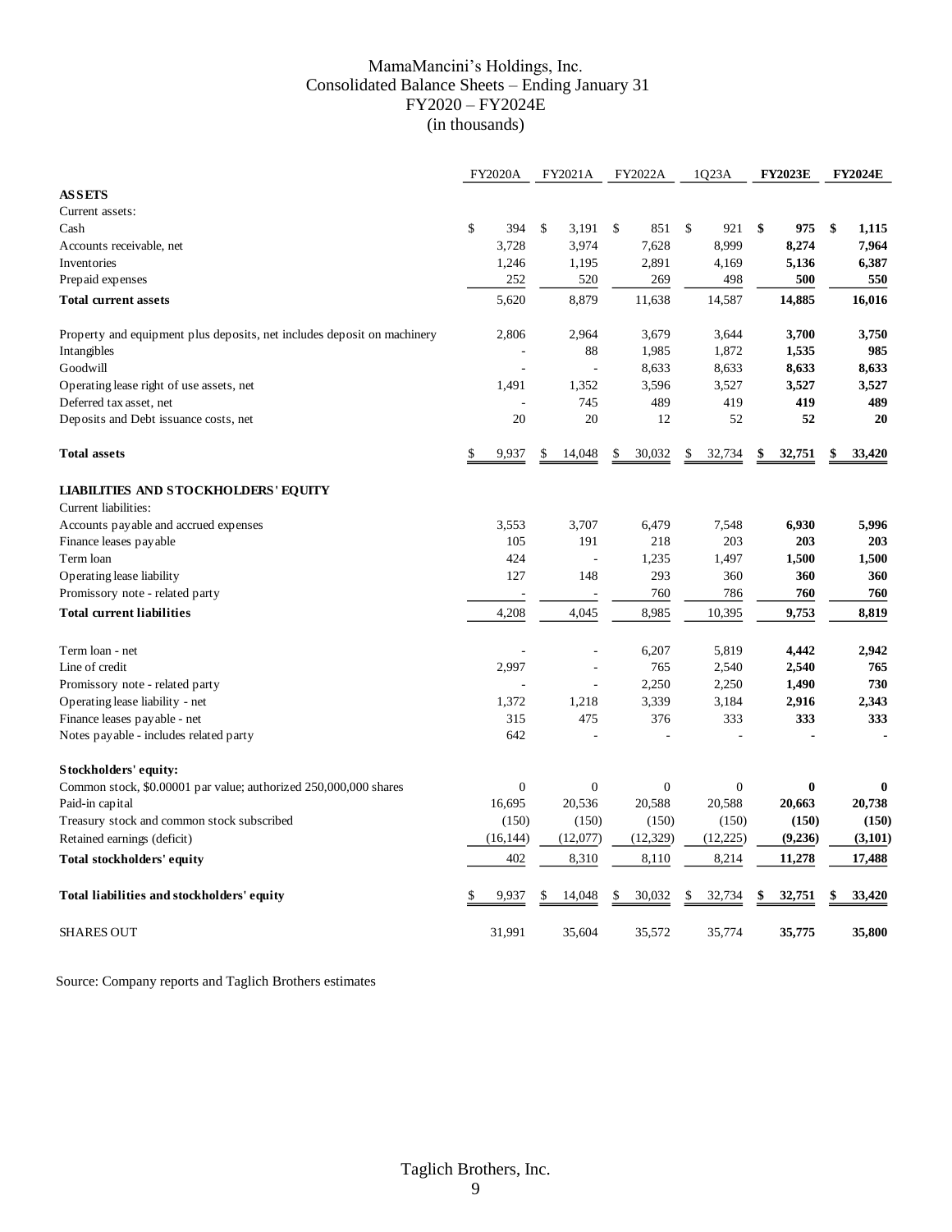# MamaMancini's Holdings, Inc.
## Consolidated Balance Sheets – Ending January 31
## FY2020 – FY2024E
## (in thousands)

| | FY2020A | FY2021A | FY2022A | 1Q23A | **FY2023E** | **FY2024E** |
|---|---|---|---|---|---|---|
| **ASSETS** | | | | | | |
| Current assets: | | | | | | |
| Cash | $ 394 | $ 3,191 | $ 851 | $ 921 | **$ 975** | **$ 1,115** |
| Accounts receivable, net | 3,728 | 3,974 | 7,628 | 8,999 | **8,274** | **7,964** |
| Inventories | 1,246 | 1,195 | 2,891 | 4,169 | **5,136** | **6,387** |
| Prepaid expenses | 252 | 520 | 269 | 498 | **500** | **550** |
| **Total current assets** | 5,620 | 8,879 | 11,638 | 14,587 | **14,885** | **16,016** |
| Property and equipment plus deposits, net includes deposit on machinery | 2,806 | 2,964 | 3,679 | 3,644 | **3,700** | **3,750** |
| Intangibles | - | 88 | 1,985 | 1,872 | **1,535** | **985** |
| Goodwill | - | - | 8,633 | 8,633 | **8,633** | **8,633** |
| Operating lease right of use assets, net | 1,491 | 1,352 | 3,596 | 3,527 | **3,527** | **3,527** |
| Deferred tax asset, net | - | 745 | 489 | 419 | **419** | **489** |
| Deposits and Debt issuance costs, net | 20 | 20 | 12 | 52 | **52** | **20** |
| **Total assets** | $ 9,937 | $ 14,048 | $ 30,032 | $ 32,734 | **$ 32,751** | **$ 33,420** |
| **LIABILITIES AND STOCKHOLDERS' EQUITY** | | | | | | |
| Current liabilities: | | | | | | |
| Accounts payable and accrued expenses | 3,553 | 3,707 | 6,479 | 7,548 | **6,930** | **5,996** |
| Finance leases payable | 105 | 191 | 218 | 203 | **203** | **203** |
| Term loan | 424 | - | 1,235 | 1,497 | **1,500** | **1,500** |
| Operating lease liability | 127 | 148 | 293 | 360 | **360** | **360** |
| Promissory note - related party | - | - | 760 | 786 | **760** | **760** |
| **Total current liabilities** | 4,208 | 4,045 | 8,985 | 10,395 | **9,753** | **8,819** |
| Term loan - net | - | - | 6,207 | 5,819 | **4,442** | **2,942** |
| Line of credit | 2,997 | - | 765 | 2,540 | **2,540** | **765** |
| Promissory note - related party | - | - | 2,250 | 2,250 | **1,490** | **730** |
| Operating lease liability - net | 1,372 | 1,218 | 3,339 | 3,184 | **2,916** | **2,343** |
| Finance leases payable - net | 315 | 475 | 376 | 333 | **333** | **333** |
| Notes payable - includes related party | 642 | - | - | - | **-** | **-** |
| **Stockholders' equity:** | | | | | | |
| Common stock, $0.00001 par value; authorized 250,000,000 shares | 0 | 0 | 0 | 0 | **0** | **0** |
| Paid-in capital | 16,695 | 20,536 | 20,588 | 20,588 | **20,663** | **20,738** |
| Treasury stock and common stock subscribed | (150) | (150) | (150) | (150) | **(150)** | **(150)** |
| Retained earnings (deficit) | (16,144) | (12,077) | (12,329) | (12,225) | **(9,236)** | **(3,101)** |
| **Total stockholders' equity** | 402 | 8,310 | 8,110 | 8,214 | **11,278** | **17,488** |
| **Total liabilities and stockholders' equity** | $ 9,937 | $ 14,048 | $ 30,032 | $ 32,734 | **$ 32,751** | **$ 33,420** |
| SHARES OUT | 31,991 | 35,604 | 35,572 | 35,774 | **35,775** | **35,800** |

Source: Company reports and Taglich Brothers estimates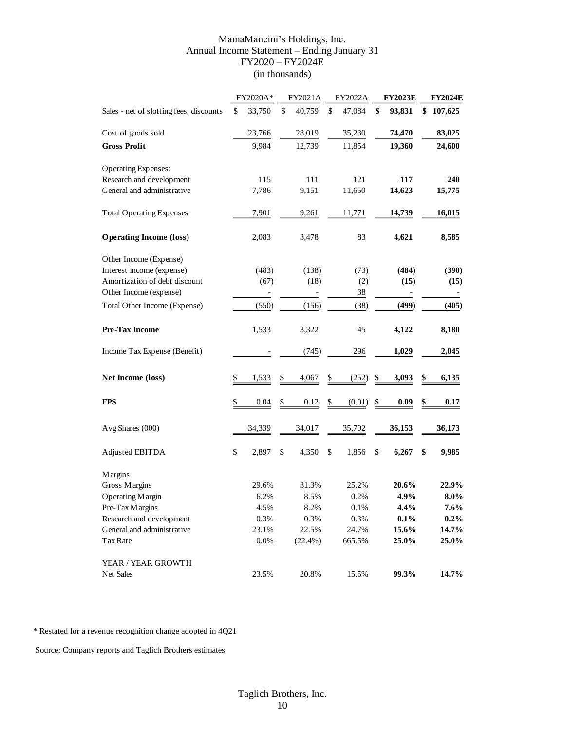# MamaMancini's Holdings, Inc.
## Annual Income Statement – Ending January 31
## FY2020 – FY2024E
## (in thousands)

| | FY2020A* | FY2021A | FY2022A | **FY2023E** | **FY2024E** |
|---|---|---|---|---|---|
| Sales - net of slotting fees, discounts | $ 33,750 | $ 40,759 | $ 47,084 | **$ 93,831** | **$ 107,625** |
| Cost of goods sold | 23,766 | 28,019 | 35,230 | **74,470** | **83,025** |
| **Gross Profit** | 9,984 | 12,739 | 11,854 | **19,360** | **24,600** |
| Operating Expenses: | | | | | |
| Research and development | 115 | 111 | 121 | **117** | **240** |
| General and administrative | 7,786 | 9,151 | 11,650 | **14,623** | **15,775** |
| Total Operating Expenses | 7,901 | 9,261 | 11,771 | **14,739** | **16,015** |
| **Operating Income (loss)** | 2,083 | 3,478 | 83 | **4,621** | **8,585** |
| Other Income (Expense) | | | | | |
| Interest income (expense) | (483) | (138) | (73) | **(484)** | **(390)** |
| Amortization of debt discount | (67) | (18) | (2) | **(15)** | **(15)** |
| Other Income (expense) | - | - | 38 | **-** | **-** |
| Total Other Income (Expense) | (550) | (156) | (38) | **(499)** | **(405)** |
| **Pre-Tax Income** | 1,533 | 3,322 | 45 | **4,122** | **8,180** |
| Income Tax Expense (Benefit) | - | (745) | 296 | **1,029** | **2,045** |
| **Net Income (loss)** | $ 1,533 | $ 4,067 | $ (252) | **$ 3,093** | **$ 6,135** |
| **EPS** | $ 0.04 | $ 0.12 | $ (0.01) | **$ 0.09** | **$ 0.17** |
| Avg Shares (000) | 34,339 | 34,017 | 35,702 | **36,153** | **36,173** |
| Adjusted EBITDA | $ 2,897 | $ 4,350 | $ 1,856 | **$ 6,267** | **$ 9,985** |
| Margins | | | | | |
| Gross Margins | 29.6% | 31.3% | 25.2% | **20.6%** | **22.9%** |
| Operating Margin | 6.2% | 8.5% | 0.2% | **4.9%** | **8.0%** |
| Pre-Tax Margins | 4.5% | 8.2% | 0.1% | **4.4%** | **7.6%** |
| Research and development | 0.3% | 0.3% | 0.3% | **0.1%** | **0.2%** |
| General and administrative | 23.1% | 22.5% | 24.7% | **15.6%** | **14.7%** |
| Tax Rate | 0.0% | (22.4%) | 665.5% | **25.0%** | **25.0%** |
| YEAR / YEAR GROWTH | | | | | |
| Net Sales | 23.5% | 20.8% | 15.5% | **99.3%** | **14.7%** |

* Restated for a revenue recognition change adopted in 4Q21

Source: Company reports and Taglich Brothers estimates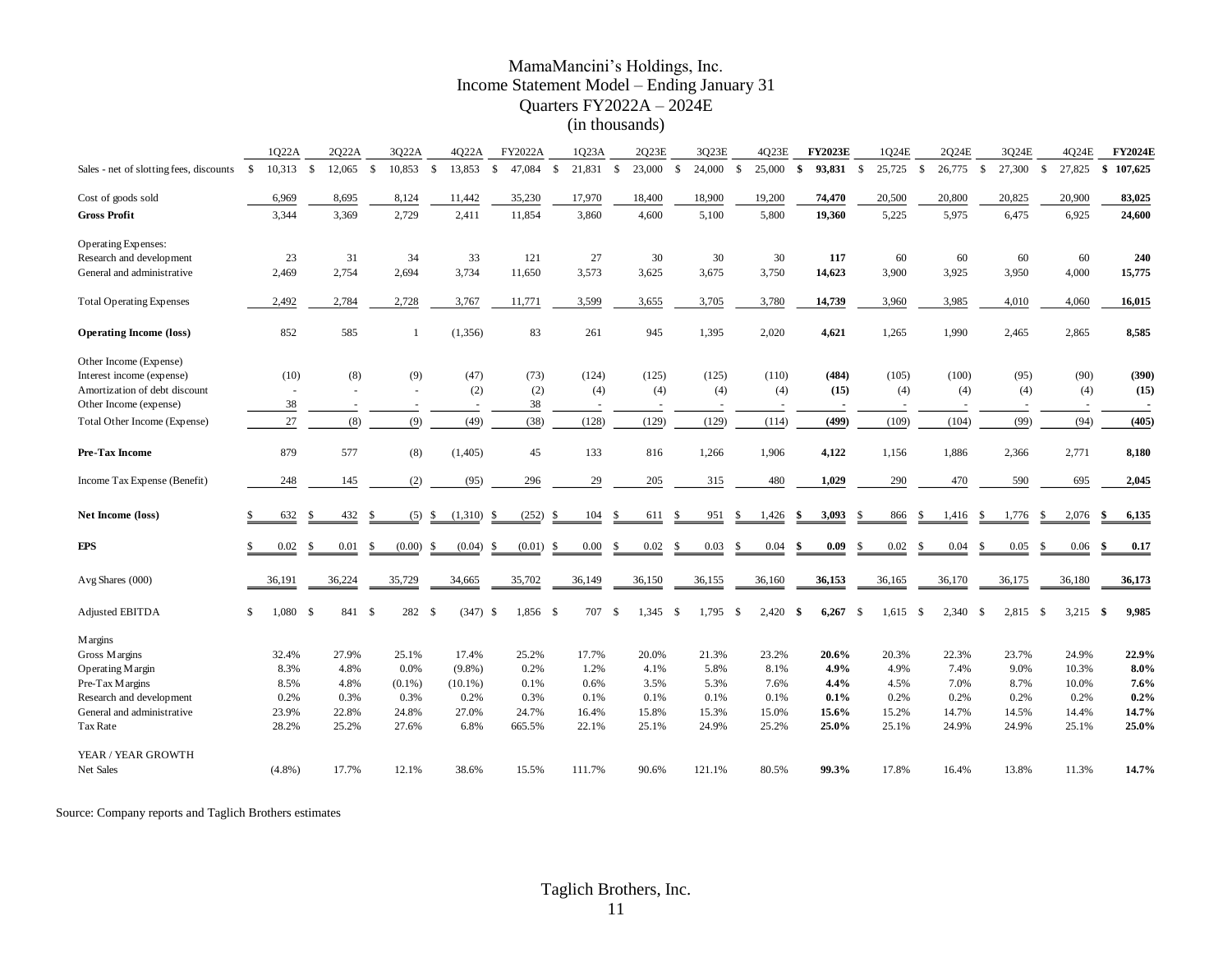# MamaMancini's Holdings, Inc.
## Income Statement Model – Ending January 31
### Quarters FY2022A – 2024E
### (in thousands)

| | 1Q22A | 2Q22A | 3Q22A | 4Q22A | FY2022A | 1Q23A | 2Q23E | 3Q23E | 4Q23E | **FY2023E** | 1Q24E | 2Q24E | 3Q24E | 4Q24E | **FY2024E** |
|---|---|---|---|---|---|---|---|---|---|---|---|---|---|---|---|
| Sales - net of slotting fees, discounts | $ 10,313 | $ 12,065 | $ 10,853 | $ 13,853 | $ 47,084 | $ 21,831 | $ 23,000 | $ 24,000 | $ 25,000 | **$ 93,831** | $ 25,725 | $ 26,775 | $ 27,300 | $ 27,825 | **$ 107,625** |
| Cost of goods sold | 6,969 | 8,695 | 8,124 | 11,442 | 35,230 | 17,970 | 18,400 | 18,900 | 19,200 | **74,470** | 20,500 | 20,800 | 20,825 | 20,900 | **83,025** |
| **Gross Profit** | 3,344 | 3,369 | 2,729 | 2,411 | 11,854 | 3,860 | 4,600 | 5,100 | 5,800 | **19,360** | 5,225 | 5,975 | 6,475 | 6,925 | **24,600** |
| Operating Expenses: | | | | | | | | | | | | | | | |
| Research and development | 23 | 31 | 34 | 33 | 121 | 27 | 30 | 30 | 30 | **117** | 60 | 60 | 60 | 60 | **240** |
| General and administrative | 2,469 | 2,754 | 2,694 | 3,734 | 11,650 | 3,573 | 3,625 | 3,675 | 3,750 | **14,623** | 3,900 | 3,925 | 3,950 | 4,000 | **15,775** |
| Total Operating Expenses | 2,492 | 2,784 | 2,728 | 3,767 | 11,771 | 3,599 | 3,655 | 3,705 | 3,780 | **14,739** | 3,960 | 3,985 | 4,010 | 4,060 | **16,015** |
| **Operating Income (loss)** | 852 | 585 | 1 | (1,356) | 83 | 261 | 945 | 1,395 | 2,020 | **4,621** | 1,265 | 1,990 | 2,465 | 2,865 | **8,585** |
| Other Income (Expense) | | | | | | | | | | | | | | | |
| Interest income (expense) | (10) | (8) | (9) | (47) | (73) | (124) | (125) | (125) | (110) | **(484)** | (105) | (100) | (95) | (90) | **(390)** |
| Amortization of debt discount | - | - | - | (2) | (2) | (4) | (4) | (4) | (4) | **(15)** | (4) | (4) | (4) | (4) | **(15)** |
| Other Income (expense) | 38 | - | - | - | 38 | - | - | - | - | **-** | - | - | - | - | **-** |
| Total Other Income (Expense) | 27 | (8) | (9) | (49) | (38) | (128) | (129) | (129) | (114) | **(499)** | (109) | (104) | (99) | (94) | **(405)** |
| **Pre-Tax Income** | 879 | 577 | (8) | (1,405) | 45 | 133 | 816 | 1,266 | 1,906 | **4,122** | 1,156 | 1,886 | 2,366 | 2,771 | **8,180** |
| Income Tax Expense (Benefit) | 248 | 145 | (2) | (95) | 296 | 29 | 205 | 315 | 480 | **1,029** | 290 | 470 | 590 | 695 | **2,045** |
| **Net Income (loss)** | $ 632 | $ 432 | $ (5) | $ (1,310) | $ (252) | $ 104 | $ 611 | $ 951 | $ 1,426 | **$ 3,093** | $ 866 | $ 1,416 | $ 1,776 | $ 2,076 | **$ 6,135** |
| **EPS** | $ 0.02 | $ 0.01 | $ (0.00) | $ (0.04) | $ (0.01) | $ 0.00 | $ 0.02 | $ 0.03 | $ 0.04 | **$ 0.09** | $ 0.02 | $ 0.04 | $ 0.05 | $ 0.06 | **$ 0.17** |
| Avg Shares (000) | 36,191 | 36,224 | 35,729 | 34,665 | 35,702 | 36,149 | 36,150 | 36,155 | 36,160 | **36,153** | 36,165 | 36,170 | 36,175 | 36,180 | **36,173** |
| Adjusted EBITDA | $ 1,080 | $ 841 | $ 282 | $ (347) | $ 1,856 | $ 707 | $ 1,345 | $ 1,795 | $ 2,420 | **$ 6,267** | $ 1,615 | $ 2,340 | $ 2,815 | $ 3,215 | **$ 9,985** |
| Margins | | | | | | | | | | | | | | | |
| Gross Margins | 32.4% | 27.9% | 25.1% | 17.4% | 25.2% | 17.7% | 20.0% | 21.3% | 23.2% | **20.6%** | 20.3% | 22.3% | 23.7% | 24.9% | **22.9%** |
| Operating Margin | 8.3% | 4.8% | 0.0% | (9.8%) | 0.2% | 1.2% | 4.1% | 5.8% | 8.1% | **4.9%** | 4.9% | 7.4% | 9.0% | 10.3% | **8.0%** |
| Pre-Tax Margins | 8.5% | 4.8% | (0.1%) | (10.1%) | 0.1% | 0.6% | 3.5% | 5.3% | 7.6% | **4.4%** | 4.5% | 7.0% | 8.7% | 10.0% | **7.6%** |
| Research and development | 0.2% | 0.3% | 0.3% | 0.2% | 0.3% | 0.1% | 0.1% | 0.1% | 0.1% | **0.1%** | 0.2% | 0.2% | 0.2% | 0.2% | **0.2%** |
| General and administrative | 23.9% | 22.8% | 24.8% | 27.0% | 24.7% | 16.4% | 15.8% | 15.3% | 15.0% | **15.6%** | 15.2% | 14.7% | 14.5% | 14.4% | **14.7%** |
| Tax Rate | 28.2% | 25.2% | 27.6% | 6.8% | 665.5% | 22.1% | 25.1% | 24.9% | 25.2% | **25.0%** | 25.1% | 24.9% | 24.9% | 25.1% | **25.0%** |
| YEAR / YEAR GROWTH | | | | | | | | | | | | | | | |
| Net Sales | (4.8%) | 17.7% | 12.1% | 38.6% | 15.5% | 111.7% | 90.6% | 121.1% | 80.5% | **99.3%** | 17.8% | 16.4% | 13.8% | 11.3% | **14.7%** |

Source: Company reports and Taglich Brothers estimates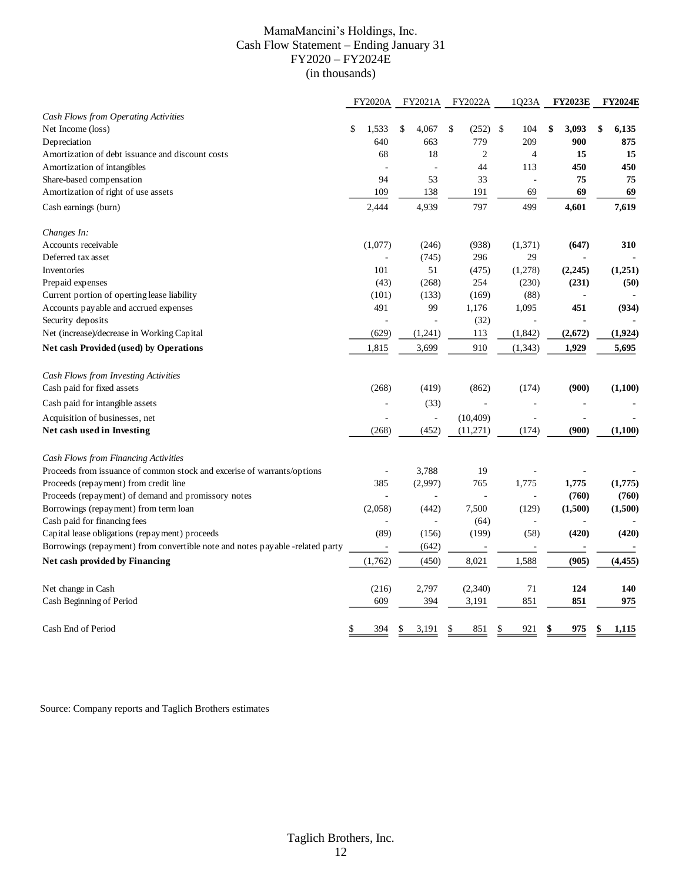# MamaMancini's Holdings, Inc.
## Cash Flow Statement – Ending January 31
## FY2020 – FY2024E
## (in thousands)

| | FY2020A | FY2021A | FY2022A | 1Q23A | **FY2023E** | **FY2024E** |
|---|---|---|---|---|---|---|
| *Cash Flows from Operating Activities* | | | | | | |
| Net Income (loss) | $ 1,533 | $ 4,067 | $ (252) | $ 104 | **$ 3,093** | **$ 6,135** |
| Depreciation | 640 | 663 | 779 | 209 | **900** | **875** |
| Amortization of debt issuance and discount costs | 68 | 18 | 2 | 4 | **15** | **15** |
| Amortization of intangibles | - | - | 44 | 113 | **450** | **450** |
| Share-based compensation | 94 | 53 | 33 | - | **75** | **75** |
| Amortization of right of use assets | 109 | 138 | 191 | 69 | **69** | **69** |
| Cash earnings (burn) | 2,444 | 4,939 | 797 | 499 | **4,601** | **7,619** |
| *Changes In:* | | | | | | |
| Accounts receivable | (1,077) | (246) | (938) | (1,371) | **(647)** | **310** |
| Deferred tax asset | - | (745) | 296 | 29 | **-** | **-** |
| Inventories | 101 | 51 | (475) | (1,278) | **(2,245)** | **(1,251)** |
| Prepaid expenses | (43) | (268) | 254 | (230) | **(231)** | **(50)** |
| Current portion of operting lease liability | (101) | (133) | (169) | (88) | **-** | **-** |
| Accounts payable and accrued expenses | 491 | 99 | 1,176 | 1,095 | **451** | **(934)** |
| Security deposits | - | - | (32) | - | **-** | **-** |
| Net (increase)/decrease in Working Capital | (629) | (1,241) | 113 | (1,842) | **(2,672)** | **(1,924)** |
| **Net cash Provided (used) by Operations** | 1,815 | 3,699 | 910 | (1,343) | **1,929** | **5,695** |
| *Cash Flows from Investing Activities* | | | | | | |
| Cash paid for fixed assets | (268) | (419) | (862) | (174) | **(900)** | **(1,100)** |
| Cash paid for intangible assets | - | (33) | - | - | **-** | **-** |
| Acquisition of businesses, net | - | - | (10,409) | - | **-** | **-** |
| **Net cash used in Investing** | (268) | (452) | (11,271) | (174) | **(900)** | **(1,100)** |
| *Cash Flows from Financing Activities* | | | | | | |
| Proceeds from issuance of common stock and excerise of warrants/options | - | 3,788 | 19 | - | **-** | **-** |
| Proceeds (repayment) from credit line | 385 | (2,997) | 765 | 1,775 | **1,775** | **(1,775)** |
| Proceeds (repayment) of demand and promissory notes | - | - | - | - | **(760)** | **(760)** |
| Borrowings (repayment) from term loan | (2,058) | (442) | 7,500 | (129) | **(1,500)** | **(1,500)** |
| Cash paid for financing fees | - | - | (64) | - | **-** | **-** |
| Capital lease obligations (repayment) proceeds | (89) | (156) | (199) | (58) | **(420)** | **(420)** |
| Borrowings (repayment) from convertible note and notes payable -related party | - | (642) | - | - | **-** | **-** |
| **Net cash provided by Financing** | (1,762) | (450) | 8,021 | 1,588 | **(905)** | **(4,455)** |
| Net change in Cash | (216) | 2,797 | (2,340) | 71 | **124** | **140** |
| Cash Beginning of Period | 609 | 394 | 3,191 | 851 | **851** | **975** |
| Cash End of Period | $ 394 | $ 3,191 | $ 851 | $ 921 | **$ 975** | **$ 1,115** |

Source: Company reports and Taglich Brothers estimates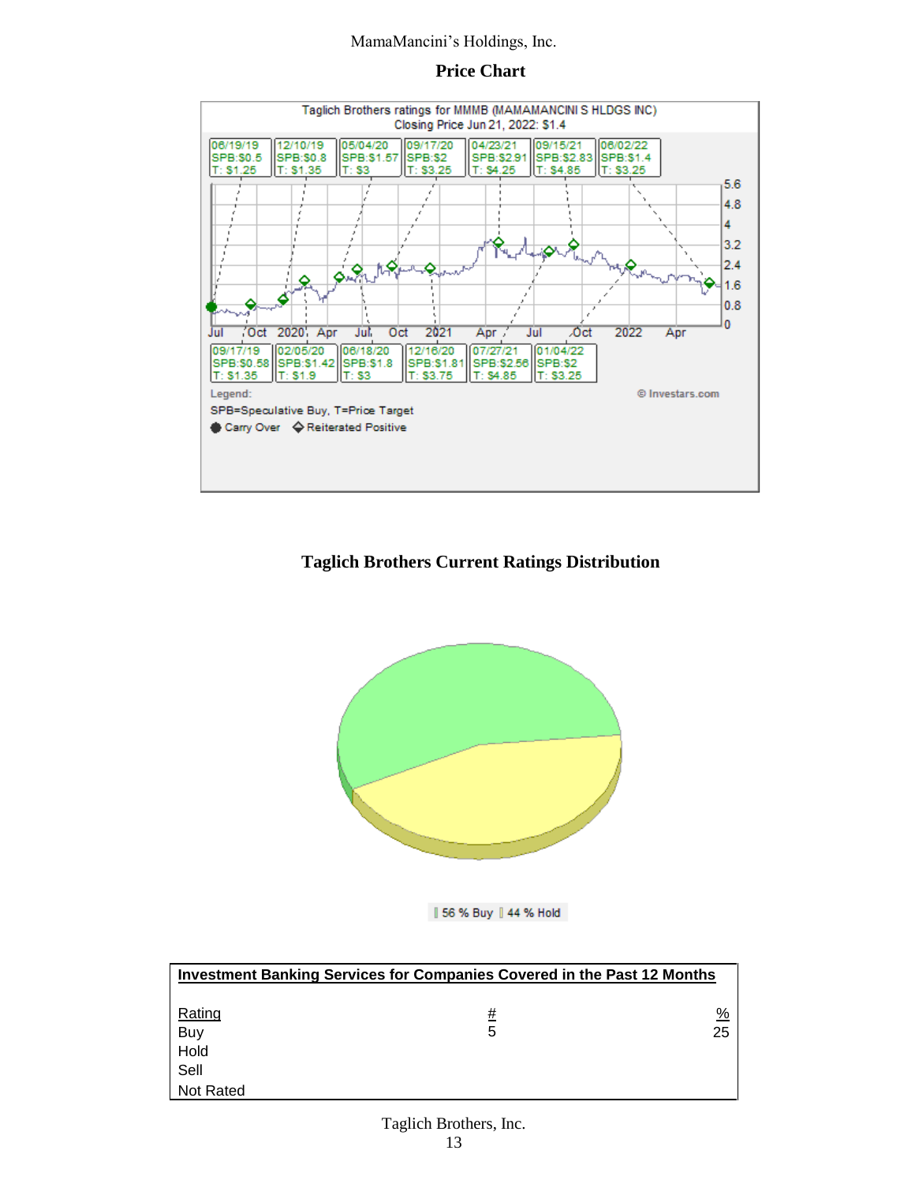## Price Chart

Taglich Brothers ratings for MMMB (MAMAMANCINI S HLDGS INC)
Closing Price Jun 21, 2022: $1.4

| Date | Rating | Target |
|---|---|---|
| 06/19/19 | SPB:$0.5 | T: $1.25 |
| 09/17/19 | SPB:$0.58 | T: $1.35 |
| 12/10/19 | SPB:$0.8 | T: $1.35 |
| 02/05/20 | SPB:$1.42 | T: $1.9 |
| 05/04/20 | SPB:$1.57 | T: $3 |
| 06/18/20 | SPB:$1.8 | T: $3 |
| 09/17/20 | SPB:$2 | T: $3.25 |
| 12/16/20 | SPB:$1.81 | T: $3.75 |
| 04/23/21 | SPB:$2.91 | T: $4.25 |
| 07/27/21 | SPB:$2.56 | T: $4.85 |
| 09/15/21 | SPB:$2.83 | T: $4.85 |
| 01/04/22 | SPB:$2 | T: $3.25 |
| 06/02/22 | SPB:$1.4 | T: $3.25 |

Legend:
SPB=Speculative Buy, T=Price Target
Carry Over ◆ Reiterated Positive

© Investars.com

## Taglich Brothers Current Ratings Distribution

56 % Buy 44 % Hold

| **Investment Banking Services for Companies Covered in the Past 12 Months** | | |
|---|---|---|
| Rating | # | % |
| Buy | 5 | 25 |
| Hold | | |
| Sell | | |
| Not Rated | | |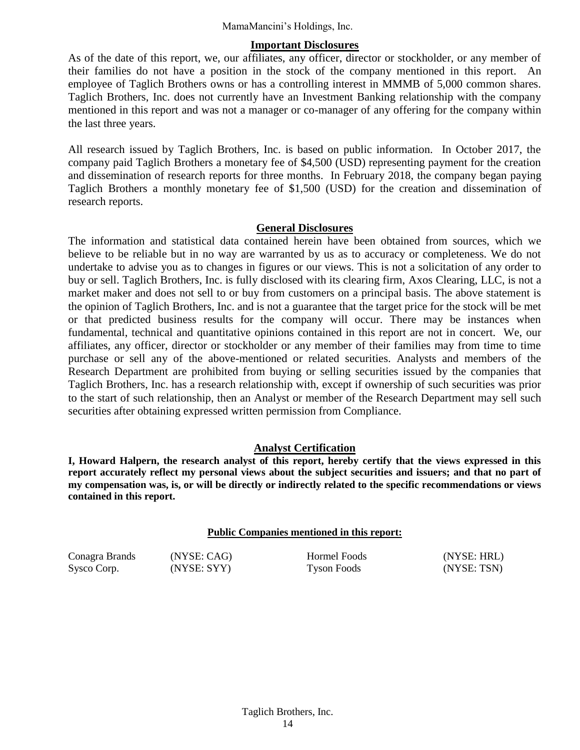## Important Disclosures

As of the date of this report, we, our affiliates, any officer, director or stockholder, or any member of their families do not have a position in the stock of the company mentioned in this report. An employee of Taglich Brothers owns or has a controlling interest in MMMB of 5,000 common shares. Taglich Brothers, Inc. does not currently have an Investment Banking relationship with the company mentioned in this report and was not a manager or co-manager of any offering for the company within the last three years.

All research issued by Taglich Brothers, Inc. is based on public information. In October 2017, the company paid Taglich Brothers a monetary fee of $4,500 (USD) representing payment for the creation and dissemination of research reports for three months. In February 2018, the company began paying Taglich Brothers a monthly monetary fee of $1,500 (USD) for the creation and dissemination of research reports.

## General Disclosures

The information and statistical data contained herein have been obtained from sources, which we believe to be reliable but in no way are warranted by us as to accuracy or completeness. We do not undertake to advise you as to changes in figures or our views. This is not a solicitation of any order to buy or sell. Taglich Brothers, Inc. is fully disclosed with its clearing firm, Axos Clearing, LLC, is not a market maker and does not sell to or buy from customers on a principal basis. The above statement is the opinion of Taglich Brothers, Inc. and is not a guarantee that the target price for the stock will be met or that predicted business results for the company will occur. There may be instances when fundamental, technical and quantitative opinions contained in this report are not in concert. We, our affiliates, any officer, director or stockholder or any member of their families may from time to time purchase or sell any of the above-mentioned or related securities. Analysts and members of the Research Department are prohibited from buying or selling securities issued by the companies that Taglich Brothers, Inc. has a research relationship with, except if ownership of such securities was prior to the start of such relationship, then an Analyst or member of the Research Department may sell such securities after obtaining expressed written permission from Compliance.

## Analyst Certification

**I, Howard Halpern, the research analyst of this report, hereby certify that the views expressed in this report accurately reflect my personal views about the subject securities and issuers; and that no part of my compensation was, is, or will be directly or indirectly related to the specific recommendations or views contained in this report.**

### Public Companies mentioned in this report:

| | | | |
|---|---|---|---|
| Conagra Brands | (NYSE: CAG) | Hormel Foods | (NYSE: HRL) |
| Sysco Corp. | (NYSE: SYY) | Tyson Foods | (NYSE: TSN) |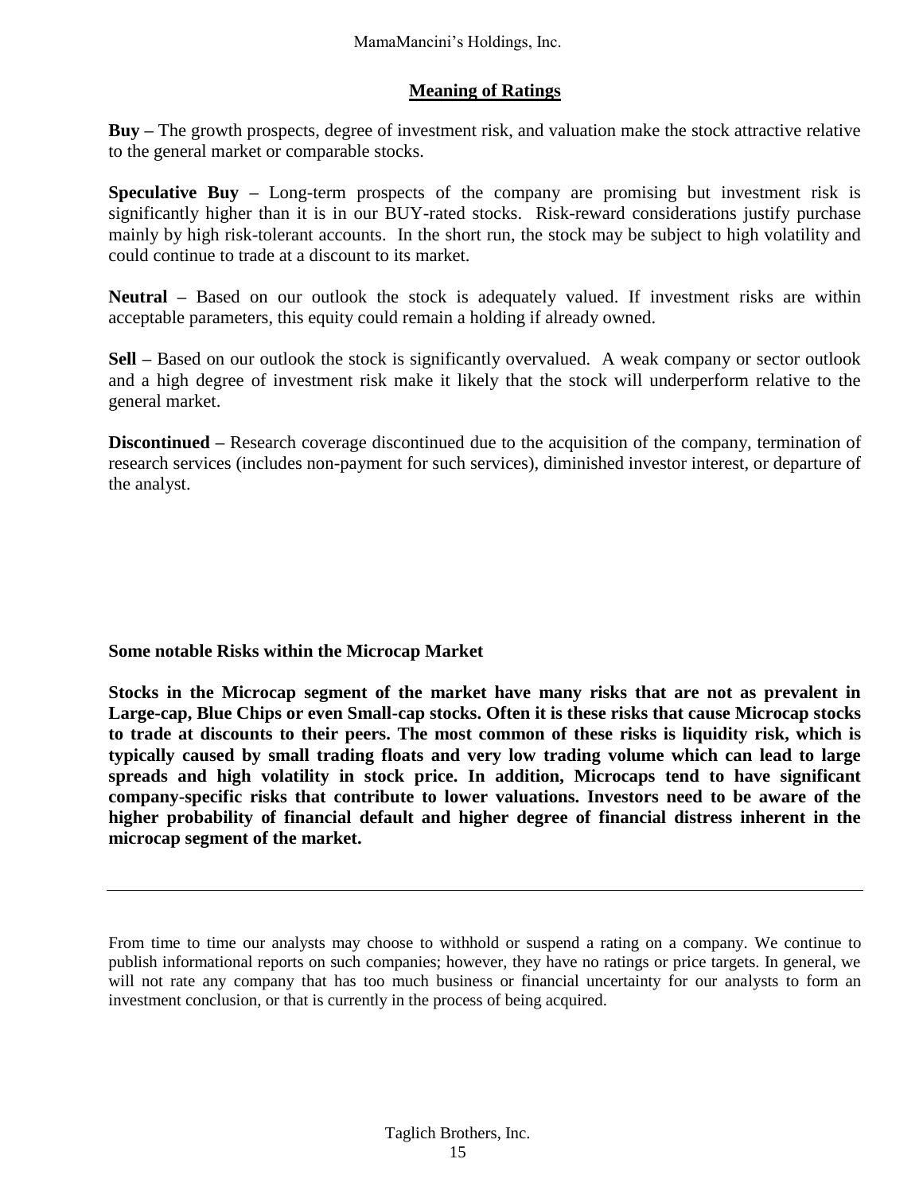## Meaning of Ratings

**Buy –** The growth prospects, degree of investment risk, and valuation make the stock attractive relative to the general market or comparable stocks.

**Speculative Buy –** Long-term prospects of the company are promising but investment risk is significantly higher than it is in our BUY-rated stocks. Risk-reward considerations justify purchase mainly by high risk-tolerant accounts. In the short run, the stock may be subject to high volatility and could continue to trade at a discount to its market.

**Neutral –** Based on our outlook the stock is adequately valued. If investment risks are within acceptable parameters, this equity could remain a holding if already owned.

**Sell –** Based on our outlook the stock is significantly overvalued. A weak company or sector outlook and a high degree of investment risk make it likely that the stock will underperform relative to the general market.

**Discontinued –** Research coverage discontinued due to the acquisition of the company, termination of research services (includes non-payment for such services), diminished investor interest, or departure of the analyst.

**Some notable Risks within the Microcap Market**

**Stocks in the Microcap segment of the market have many risks that are not as prevalent in Large-cap, Blue Chips or even Small-cap stocks. Often it is these risks that cause Microcap stocks to trade at discounts to their peers. The most common of these risks is liquidity risk, which is typically caused by small trading floats and very low trading volume which can lead to large spreads and high volatility in stock price. In addition, Microcaps tend to have significant company-specific risks that contribute to lower valuations. Investors need to be aware of the higher probability of financial default and higher degree of financial distress inherent in the microcap segment of the market.**

---

From time to time our analysts may choose to withhold or suspend a rating on a company. We continue to publish informational reports on such companies; however, they have no ratings or price targets. In general, we will not rate any company that has too much business or financial uncertainty for our analysts to form an investment conclusion, or that is currently in the process of being acquired.